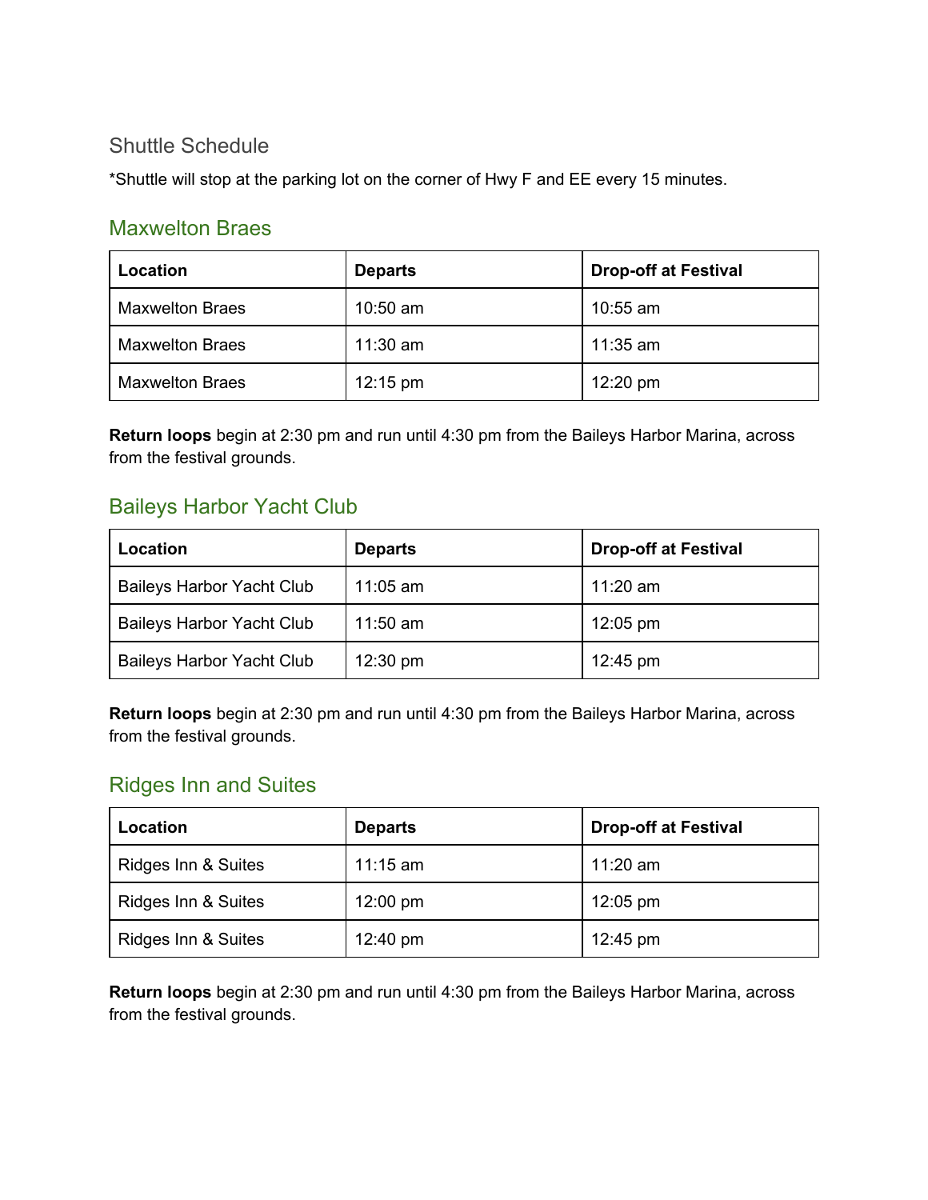# Shuttle Schedule

*Shuttle will stop at the parking lot on the corner of Hwy F and EE every 15 minutes.

## Maxwelton Braes

| Location | Departs | Drop-off at Festival |
| --- | --- | --- |
| Maxwelton Braes | 10:50 am | 10:55 am |
| Maxwelton Braes | 11:30 am | 11:35 am |
| Maxwelton Braes | 12:15 pm | 12:20 pm |

**Return loops** begin at 2:30 pm and run until 4:30 pm from the Baileys Harbor Marina, across from the festival grounds.

## Baileys Harbor Yacht Club

| Location | Departs | Drop-off at Festival |
| --- | --- | --- |
| Baileys Harbor Yacht Club | 11:05 am | 11:20 am |
| Baileys Harbor Yacht Club | 11:50 am | 12:05 pm |
| Baileys Harbor Yacht Club | 12:30 pm | 12:45 pm |

**Return loops** begin at 2:30 pm and run until 4:30 pm from the Baileys Harbor Marina, across from the festival grounds.

## Ridges Inn and Suites

| Location | Departs | Drop-off at Festival |
| --- | --- | --- |
| Ridges Inn & Suites | 11:15 am | 11:20 am |
| Ridges Inn & Suites | 12:00 pm | 12:05 pm |
| Ridges Inn & Suites | 12:40 pm | 12:45 pm |

**Return loops** begin at 2:30 pm and run until 4:30 pm from the Baileys Harbor Marina, across from the festival grounds.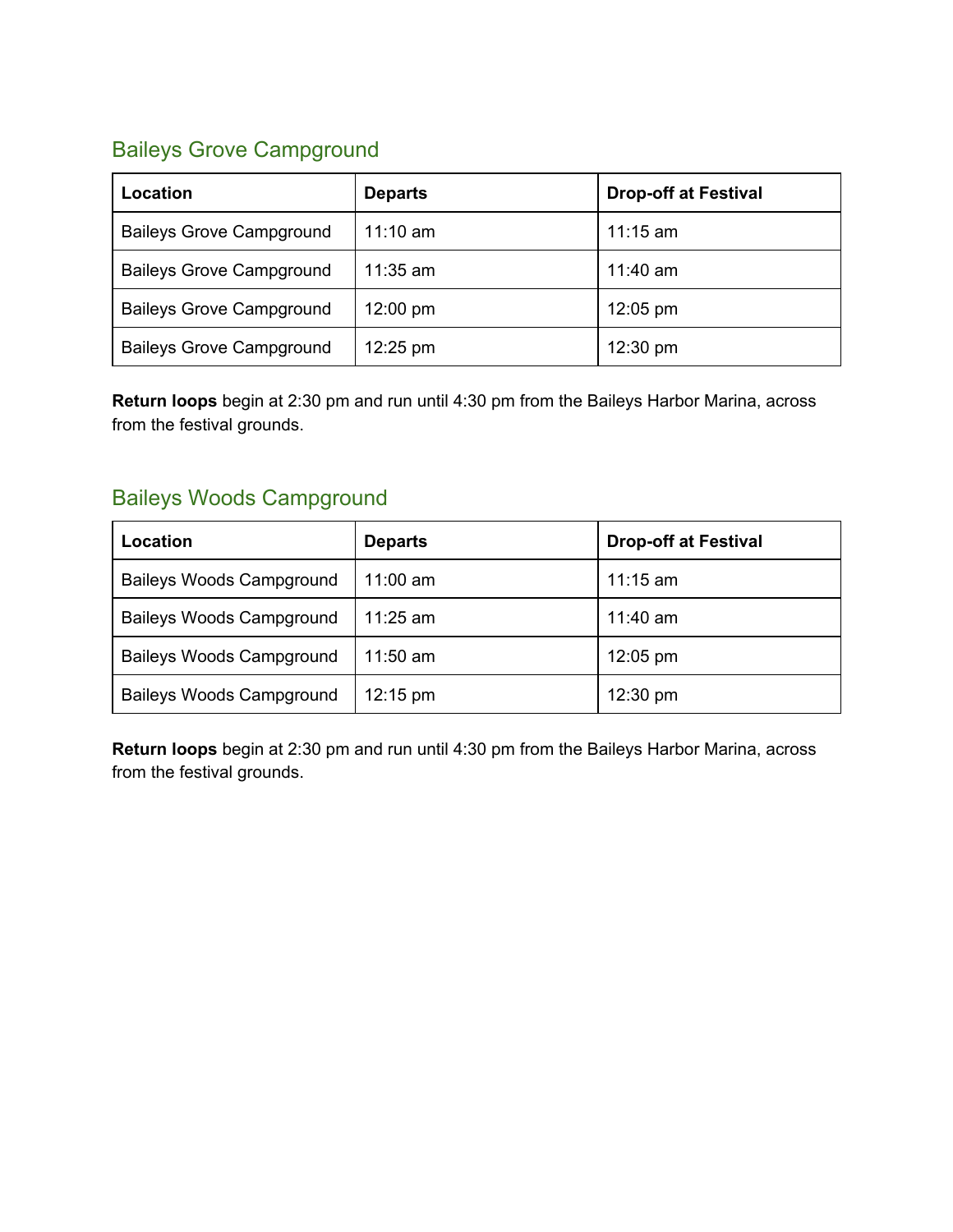## Baileys Grove Campground

| Location | Departs | Drop-off at Festival |
| --- | --- | --- |
| Baileys Grove Campground | 11:10 am | 11:15 am |
| Baileys Grove Campground | 11:35 am | 11:40 am |
| Baileys Grove Campground | 12:00 pm | 12:05 pm |
| Baileys Grove Campground | 12:25 pm | 12:30 pm |

**Return loops** begin at 2:30 pm and run until 4:30 pm from the Baileys Harbor Marina, across from the festival grounds.

## Baileys Woods Campground

| Location | Departs | Drop-off at Festival |
| --- | --- | --- |
| Baileys Woods Campground | 11:00 am | 11:15 am |
| Baileys Woods Campground | 11:25 am | 11:40 am |
| Baileys Woods Campground | 11:50 am | 12:05 pm |
| Baileys Woods Campground | 12:15 pm | 12:30 pm |

**Return loops** begin at 2:30 pm and run until 4:30 pm from the Baileys Harbor Marina, across from the festival grounds.